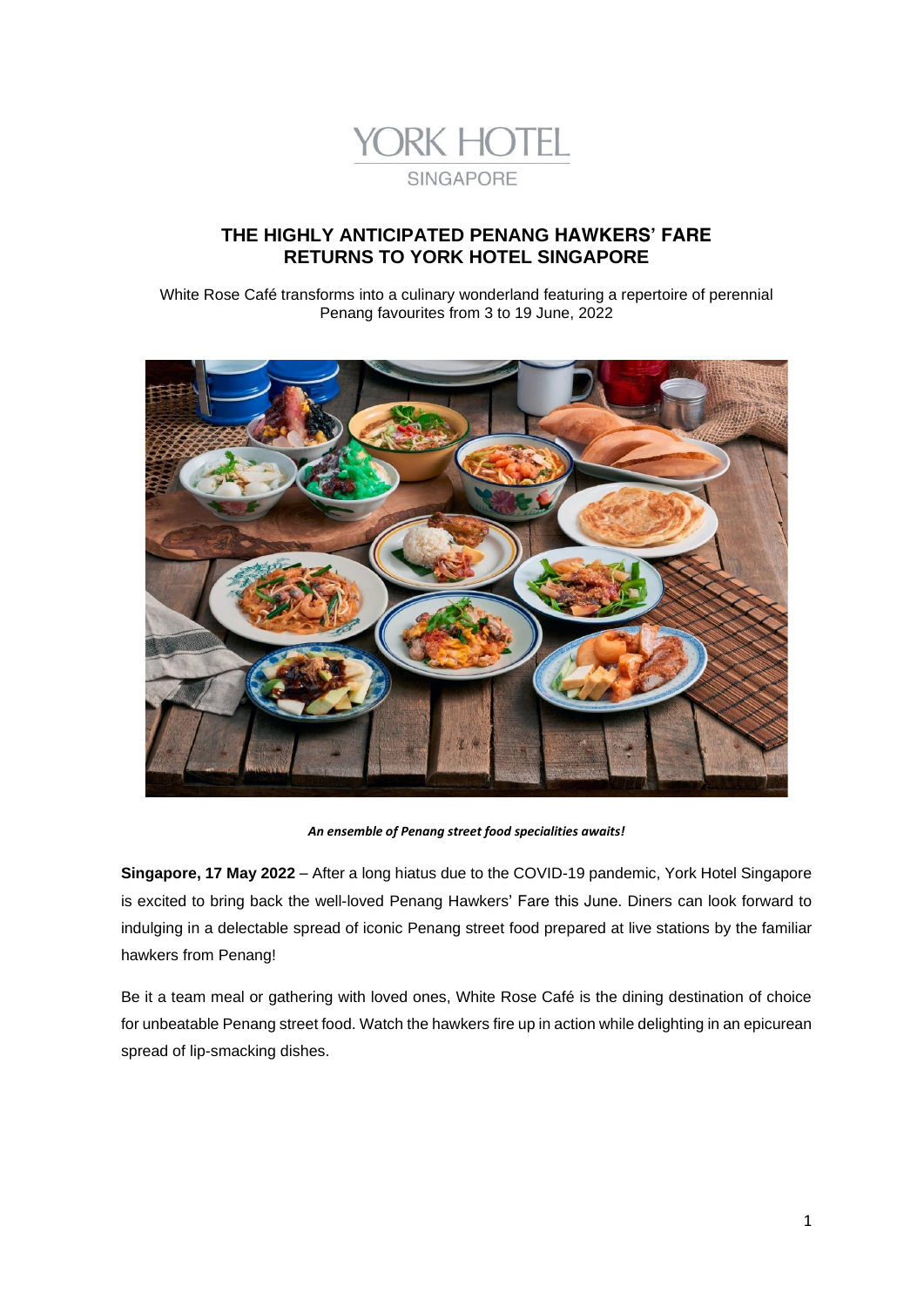YORK HOTEL
SINGAPORE

# THE HIGHLY ANTICIPATED PENANG HAWKERS' FARE RETURNS TO YORK HOTEL SINGAPORE

White Rose Café transforms into a culinary wonderland featuring a repertoire of perennial Penang favourites from 3 to 19 June, 2022

***An ensemble of Penang street food specialities awaits!***

**Singapore, 17 May 2022** – After a long hiatus due to the COVID-19 pandemic, York Hotel Singapore is excited to bring back the well-loved Penang Hawkers' Fare this June. Diners can look forward to indulging in a delectable spread of iconic Penang street food prepared at live stations by the familiar hawkers from Penang!

Be it a team meal or gathering with loved ones, White Rose Café is the dining destination of choice for unbeatable Penang street food. Watch the hawkers fire up in action while delighting in an epicurean spread of lip-smacking dishes.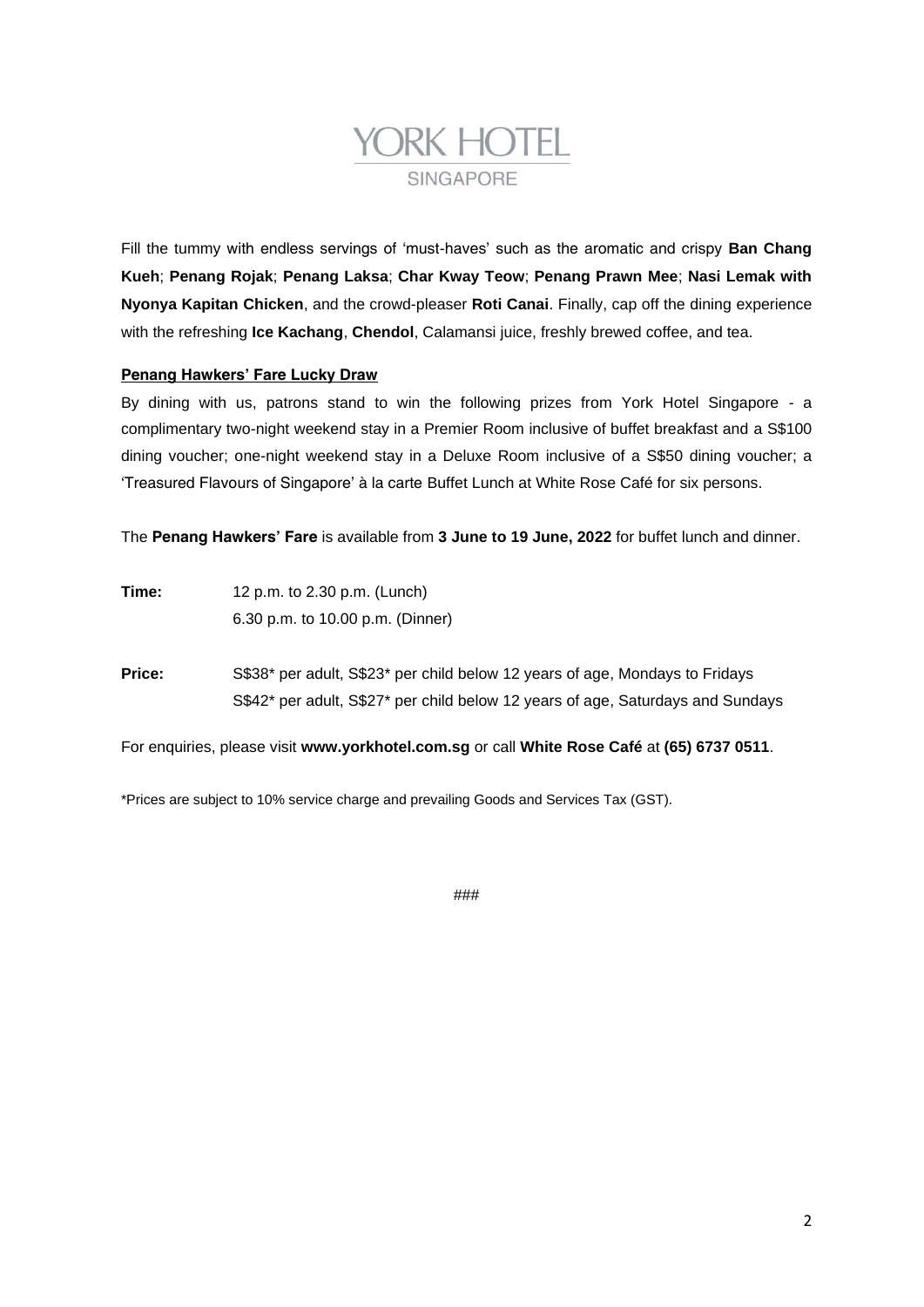YORK HOTEL
SINGAPORE

Fill the tummy with endless servings of 'must-haves' such as the aromatic and crispy **Ban Chang Kueh**; **Penang Rojak**; **Penang Laksa**; **Char Kway Teow**; **Penang Prawn Mee**; **Nasi Lemak with Nyonya Kapitan Chicken**, and the crowd-pleaser **Roti Canai**. Finally, cap off the dining experience with the refreshing **Ice Kachang**, **Chendol**, Calamansi juice, freshly brewed coffee, and tea.

**Penang Hawkers' Fare Lucky Draw**

By dining with us, patrons stand to win the following prizes from York Hotel Singapore - a complimentary two-night weekend stay in a Premier Room inclusive of buffet breakfast and a S$100 dining voucher; one-night weekend stay in a Deluxe Room inclusive of a S$50 dining voucher; a 'Treasured Flavours of Singapore' à la carte Buffet Lunch at White Rose Café for six persons.

The **Penang Hawkers' Fare** is available from **3 June to 19 June, 2022** for buffet lunch and dinner.

**Time:** 12 p.m. to 2.30 p.m. (Lunch)
6.30 p.m. to 10.00 p.m. (Dinner)

**Price:** S$38* per adult, S$23* per child below 12 years of age, Mondays to Fridays
S$42* per adult, S$27* per child below 12 years of age, Saturdays and Sundays

For enquiries, please visit **www.yorkhotel.com.sg** or call **White Rose Café** at **(65) 6737 0511**.

*Prices are subject to 10% service charge and prevailing Goods and Services Tax (GST).

###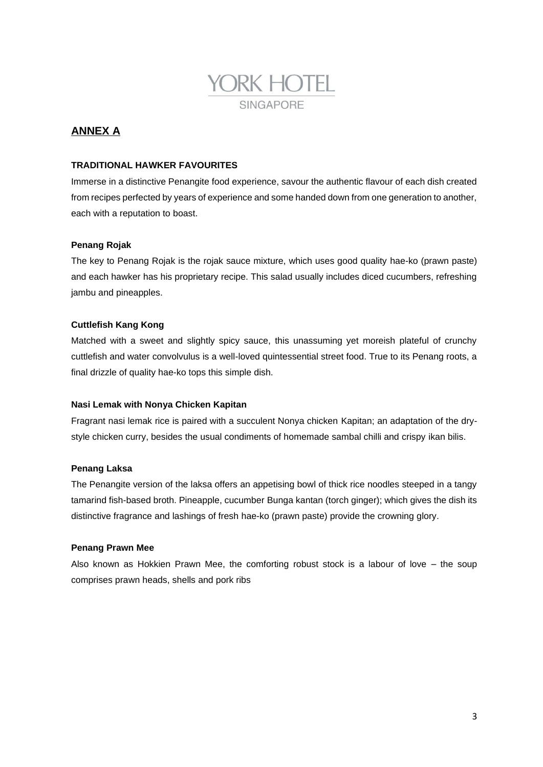YORK HOTEL
SINGAPORE

## ANNEX A

### TRADITIONAL HAWKER FAVOURITES

Immerse in a distinctive Penangite food experience, savour the authentic flavour of each dish created from recipes perfected by years of experience and some handed down from one generation to another, each with a reputation to boast.

**Penang Rojak**

The key to Penang Rojak is the rojak sauce mixture, which uses good quality hae-ko (prawn paste) and each hawker has his proprietary recipe. This salad usually includes diced cucumbers, refreshing jambu and pineapples.

**Cuttlefish Kang Kong**

Matched with a sweet and slightly spicy sauce, this unassuming yet moreish plateful of crunchy cuttlefish and water convolvulus is a well-loved quintessential street food. True to its Penang roots, a final drizzle of quality hae-ko tops this simple dish.

**Nasi Lemak with Nonya Chicken Kapitan**

Fragrant nasi lemak rice is paired with a succulent Nonya chicken Kapitan; an adaptation of the dry-style chicken curry, besides the usual condiments of homemade sambal chilli and crispy ikan bilis.

**Penang Laksa**

The Penangite version of the laksa offers an appetising bowl of thick rice noodles steeped in a tangy tamarind fish-based broth. Pineapple, cucumber Bunga kantan (torch ginger); which gives the dish its distinctive fragrance and lashings of fresh hae-ko (prawn paste) provide the crowning glory.

**Penang Prawn Mee**

Also known as Hokkien Prawn Mee, the comforting robust stock is a labour of love – the soup comprises prawn heads, shells and pork ribs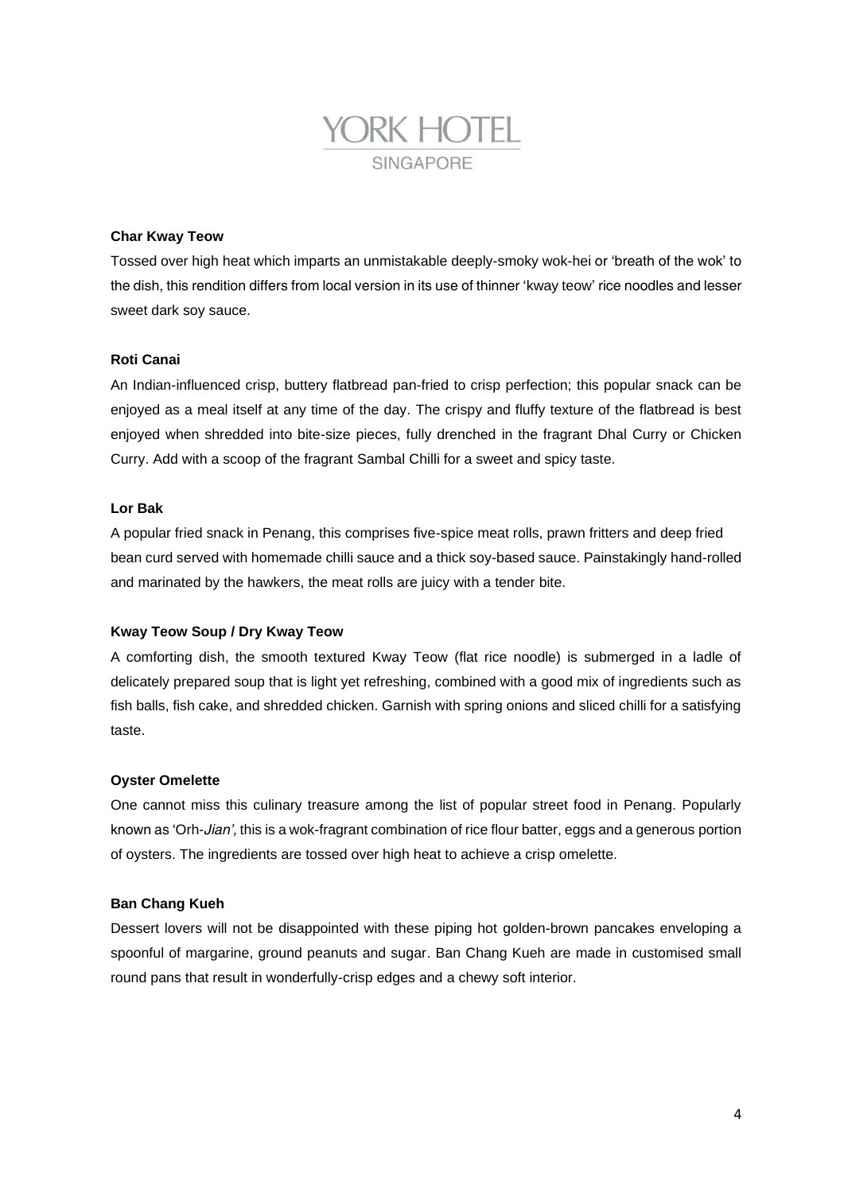**Char Kway Teow**

Tossed over high heat which imparts an unmistakable deeply-smoky wok-hei or 'breath of the wok' to the dish, this rendition differs from local version in its use of thinner 'kway teow' rice noodles and lesser sweet dark soy sauce.

**Roti Canai**

An Indian-influenced crisp, buttery flatbread pan-fried to crisp perfection; this popular snack can be enjoyed as a meal itself at any time of the day. The crispy and fluffy texture of the flatbread is best enjoyed when shredded into bite-size pieces, fully drenched in the fragrant Dhal Curry or Chicken Curry. Add with a scoop of the fragrant Sambal Chilli for a sweet and spicy taste.

**Lor Bak**

A popular fried snack in Penang, this comprises five-spice meat rolls, prawn fritters and deep fried bean curd served with homemade chilli sauce and a thick soy-based sauce. Painstakingly hand-rolled and marinated by the hawkers, the meat rolls are juicy with a tender bite.

**Kway Teow Soup / Dry Kway Teow**

A comforting dish, the smooth textured Kway Teow (flat rice noodle) is submerged in a ladle of delicately prepared soup that is light yet refreshing, combined with a good mix of ingredients such as fish balls, fish cake, and shredded chicken. Garnish with spring onions and sliced chilli for a satisfying taste.

**Oyster Omelette**

One cannot miss this culinary treasure among the list of popular street food in Penang. Popularly known as 'Orh-*Jian',* this is a wok-fragrant combination of rice flour batter, eggs and a generous portion of oysters. The ingredients are tossed over high heat to achieve a crisp omelette.

**Ban Chang Kueh**

Dessert lovers will not be disappointed with these piping hot golden-brown pancakes enveloping a spoonful of margarine, ground peanuts and sugar. Ban Chang Kueh are made in customised small round pans that result in wonderfully-crisp edges and a chewy soft interior.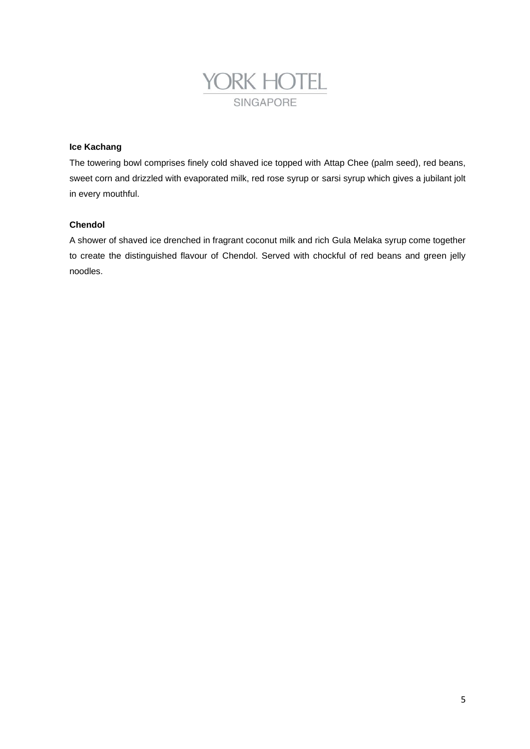**Ice Kachang**

The towering bowl comprises finely cold shaved ice topped with Attap Chee (palm seed), red beans, sweet corn and drizzled with evaporated milk, red rose syrup or sarsi syrup which gives a jubilant jolt in every mouthful.

**Chendol**

A shower of shaved ice drenched in fragrant coconut milk and rich Gula Melaka syrup come together to create the distinguished flavour of Chendol. Served with chockful of red beans and green jelly noodles.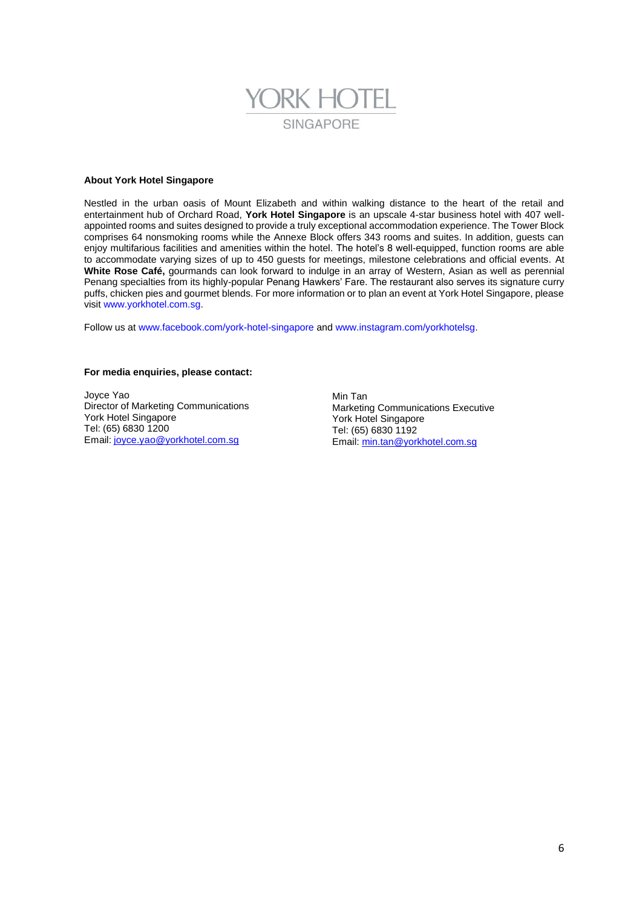YORK HOTEL

SINGAPORE

**About York Hotel Singapore**

Nestled in the urban oasis of Mount Elizabeth and within walking distance to the heart of the retail and entertainment hub of Orchard Road, **York Hotel Singapore** is an upscale 4-star business hotel with 407 well-appointed rooms and suites designed to provide a truly exceptional accommodation experience. The Tower Block comprises 64 nonsmoking rooms while the Annexe Block offers 343 rooms and suites. In addition, guests can enjoy multifarious facilities and amenities within the hotel. The hotel's 8 well-equipped, function rooms are able to accommodate varying sizes of up to 450 guests for meetings, milestone celebrations and official events. At **White Rose Café,** gourmands can look forward to indulge in an array of Western, Asian as well as perennial Penang specialties from its highly-popular Penang Hawkers' Fare. The restaurant also serves its signature curry puffs, chicken pies and gourmet blends. For more information or to plan an event at York Hotel Singapore, please visit www.yorkhotel.com.sg.

Follow us at www.facebook.com/york-hotel-singapore and www.instagram.com/yorkhotelsg.

**For media enquiries, please contact:**

Joyce Yao
Director of Marketing Communications
York Hotel Singapore
Tel: (65) 6830 1200
Email: joyce.yao@yorkhotel.com.sg

Min Tan
Marketing Communications Executive
York Hotel Singapore
Tel: (65) 6830 1192
Email: min.tan@yorkhotel.com.sg